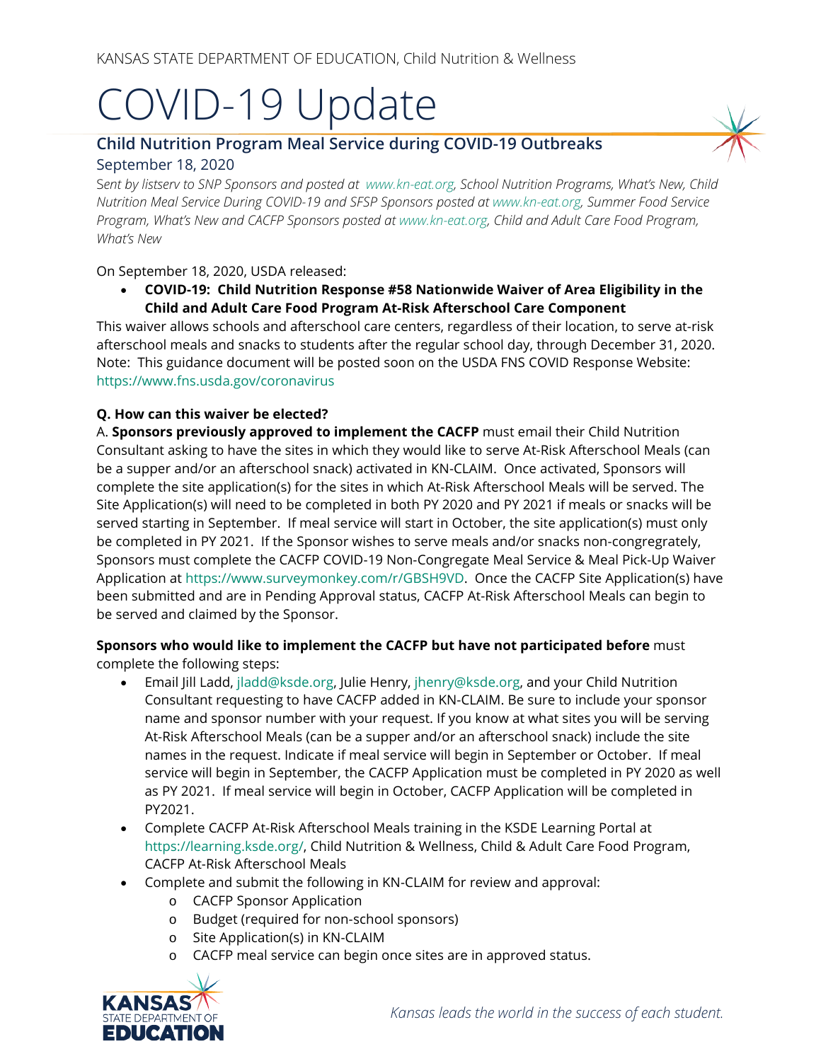KANSAS STATE DEPARTMENT OF EDUCATION, Child Nutrition & Wellness

# COVID-19 Update

## Child Nutrition Program Meal Service during COVID-19 Outbreaks

September 18, 2020

*Sent by listserv to SNP Sponsors and posted at www.kn-eat.org, School Nutrition Programs, What's New, Child Nutrition Meal Service During COVID-19 and SFSP Sponsors posted at www.kn-eat.org, Summer Food Service Program, What's New and CACFP Sponsors posted at www.kn-eat.org, Child and Adult Care Food Program, What's New*

On September 18, 2020, USDA released:

- **COVID-19: Child Nutrition Response #58 Nationwide Waiver of Area Eligibility in the Child and Adult Care Food Program At-Risk Afterschool Care Component**

This waiver allows schools and afterschool care centers, regardless of their location, to serve at-risk afterschool meals and snacks to students after the regular school day, through December 31, 2020. Note: This guidance document will be posted soon on the USDA FNS COVID Response Website: https://www.fns.usda.gov/coronavirus

**Q. How can this waiver be elected?**

A. **Sponsors previously approved to implement the CACFP** must email their Child Nutrition Consultant asking to have the sites in which they would like to serve At-Risk Afterschool Meals (can be a supper and/or an afterschool snack) activated in KN-CLAIM. Once activated, Sponsors will complete the site application(s) for the sites in which At-Risk Afterschool Meals will be served. The Site Application(s) will need to be completed in both PY 2020 and PY 2021 if meals or snacks will be served starting in September. If meal service will start in October, the site application(s) must only be completed in PY 2021. If the Sponsor wishes to serve meals and/or snacks non-congregrately, Sponsors must complete the CACFP COVID-19 Non-Congregate Meal Service & Meal Pick-Up Waiver Application at https://www.surveymonkey.com/r/GBSH9VD. Once the CACFP Site Application(s) have been submitted and are in Pending Approval status, CACFP At-Risk Afterschool Meals can begin to be served and claimed by the Sponsor.

**Sponsors who would like to implement the CACFP but have not participated before** must complete the following steps:

- Email Jill Ladd, jladd@ksde.org, Julie Henry, jhenry@ksde.org, and your Child Nutrition Consultant requesting to have CACFP added in KN-CLAIM. Be sure to include your sponsor name and sponsor number with your request. If you know at what sites you will be serving At-Risk Afterschool Meals (can be a supper and/or an afterschool snack) include the site names in the request. Indicate if meal service will begin in September or October. If meal service will begin in September, the CACFP Application must be completed in PY 2020 as well as PY 2021. If meal service will begin in October, CACFP Application will be completed in PY2021.
- Complete CACFP At-Risk Afterschool Meals training in the KSDE Learning Portal at https://learning.ksde.org/, Child Nutrition & Wellness, Child & Adult Care Food Program, CACFP At-Risk Afterschool Meals
- Complete and submit the following in KN-CLAIM for review and approval:
  - CACFP Sponsor Application
  - Budget (required for non-school sponsors)
  - Site Application(s) in KN-CLAIM
  - CACFP meal service can begin once sites are in approved status.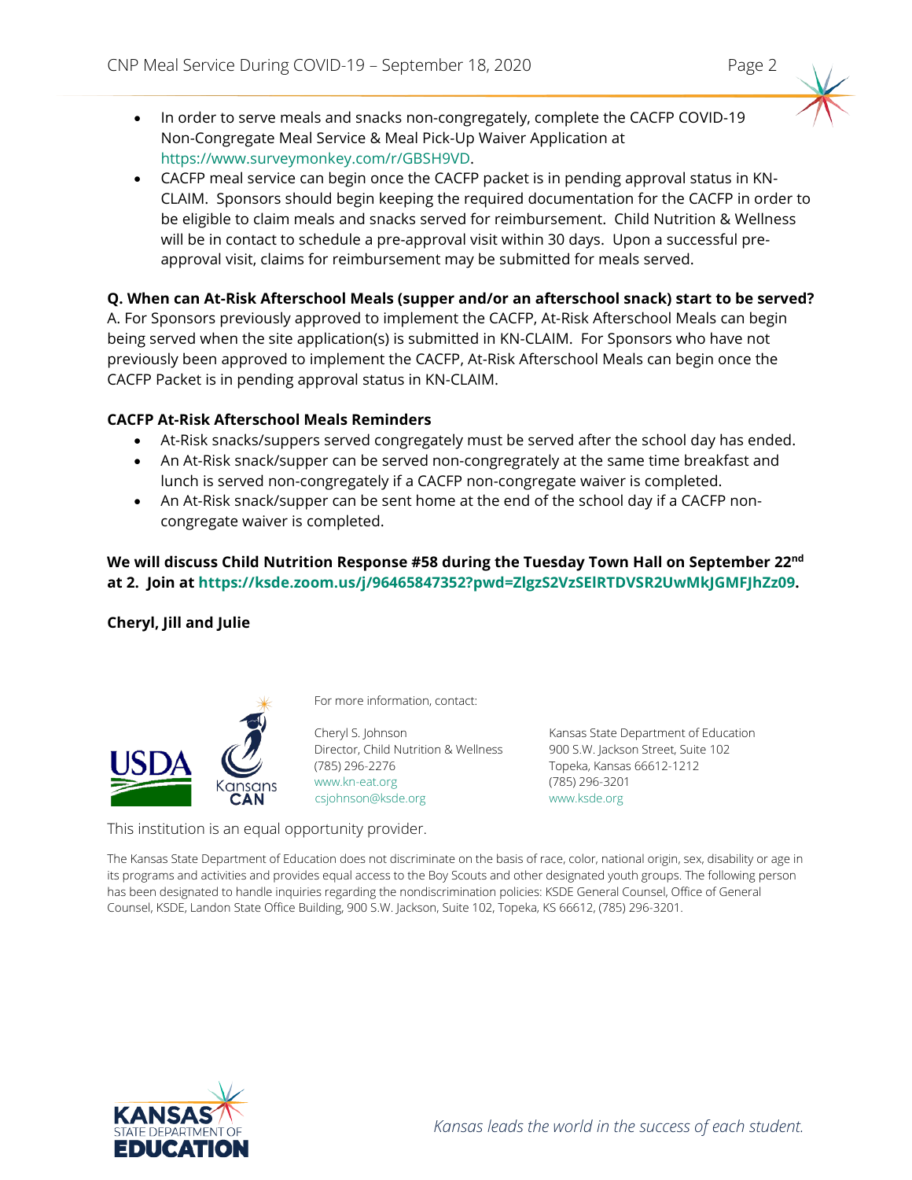- In order to serve meals and snacks non-congregately, complete the CACFP COVID-19 Non-Congregate Meal Service & Meal Pick-Up Waiver Application at https://www.surveymonkey.com/r/GBSH9VD.
- CACFP meal service can begin once the CACFP packet is in pending approval status in KN-CLAIM. Sponsors should begin keeping the required documentation for the CACFP in order to be eligible to claim meals and snacks served for reimbursement. Child Nutrition & Wellness will be in contact to schedule a pre-approval visit within 30 days. Upon a successful pre-approval visit, claims for reimbursement may be submitted for meals served.

**Q. When can At-Risk Afterschool Meals (supper and/or an afterschool snack) start to be served?**
A. For Sponsors previously approved to implement the CACFP, At-Risk Afterschool Meals can begin being served when the site application(s) is submitted in KN-CLAIM. For Sponsors who have not previously been approved to implement the CACFP, At-Risk Afterschool Meals can begin once the CACFP Packet is in pending approval status in KN-CLAIM.

**CACFP At-Risk Afterschool Meals Reminders**

- At-Risk snacks/suppers served congregately must be served after the school day has ended.
- An At-Risk snack/supper can be served non-congregrately at the same time breakfast and lunch is served non-congregately if a CACFP non-congregate waiver is completed.
- An At-Risk snack/supper can be sent home at the end of the school day if a CACFP non-congregate waiver is completed.

**We will discuss Child Nutrition Response #58 during the Tuesday Town Hall on September 22nd at 2. Join at https://ksde.zoom.us/j/96465847352?pwd=ZlgzS2VzSEIRTDVSR2UwMkJGMFJhZz09.**

**Cheryl, Jill and Julie**

For more information, contact:

Cheryl S. Johnson
Director, Child Nutrition & Wellness
(785) 296-2276
www.kn-eat.org
csjohnson@ksde.org

Kansas State Department of Education
900 S.W. Jackson Street, Suite 102
Topeka, Kansas 66612-1212
(785) 296-3201
www.ksde.org

This institution is an equal opportunity provider.

The Kansas State Department of Education does not discriminate on the basis of race, color, national origin, sex, disability or age in its programs and activities and provides equal access to the Boy Scouts and other designated youth groups. The following person has been designated to handle inquiries regarding the nondiscrimination policies: KSDE General Counsel, Office of General Counsel, KSDE, Landon State Office Building, 900 S.W. Jackson, Suite 102, Topeka, KS 66612, (785) 296-3201.

*Kansas leads the world in the success of each student.*